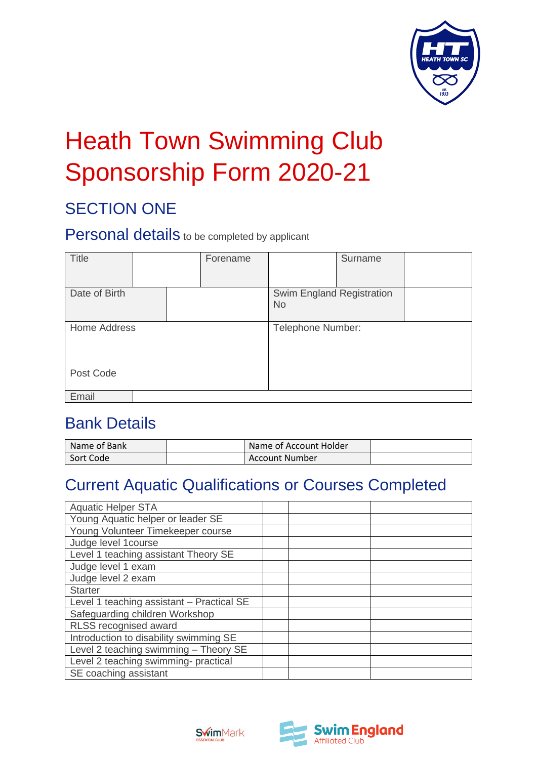# Heath Town Swimming Club Sponsorship Form 2020-21

## SECTION ONE

### Personal details to be completed by applicant

| | | | | | |
|---|---|---|---|---|---|
| Title | | Forename | | Surname | |
| Date of Birth | | | Swim England Registration No | | |
| Home Address<br><br>Post Code | | | Telephone Number: | | |
| Email | | | | | |

### Bank Details

| | | | |
|---|---|---|---|
| Name of Bank | | Name of Account Holder | |
| Sort Code | | Account Number | |

### Current Aquatic Qualifications or Courses Completed

| | | | |
|---|---|---|---|
| Aquatic Helper STA | | | |
| Young Aquatic helper or leader SE | | | |
| Young Volunteer Timekeeper course | | | |
| Judge level 1course | | | |
| Level 1 teaching assistant Theory SE | | | |
| Judge level 1 exam | | | |
| Judge level 2 exam | | | |
| Starter | | | |
| Level 1 teaching assistant – Practical SE | | | |
| Safeguarding children Workshop | | | |
| RLSS recognised award | | | |
| Introduction to disability swimming SE | | | |
| Level 2 teaching swimming – Theory SE | | | |
| Level 2 teaching swimming- practical | | | |
| SE coaching assistant | | | |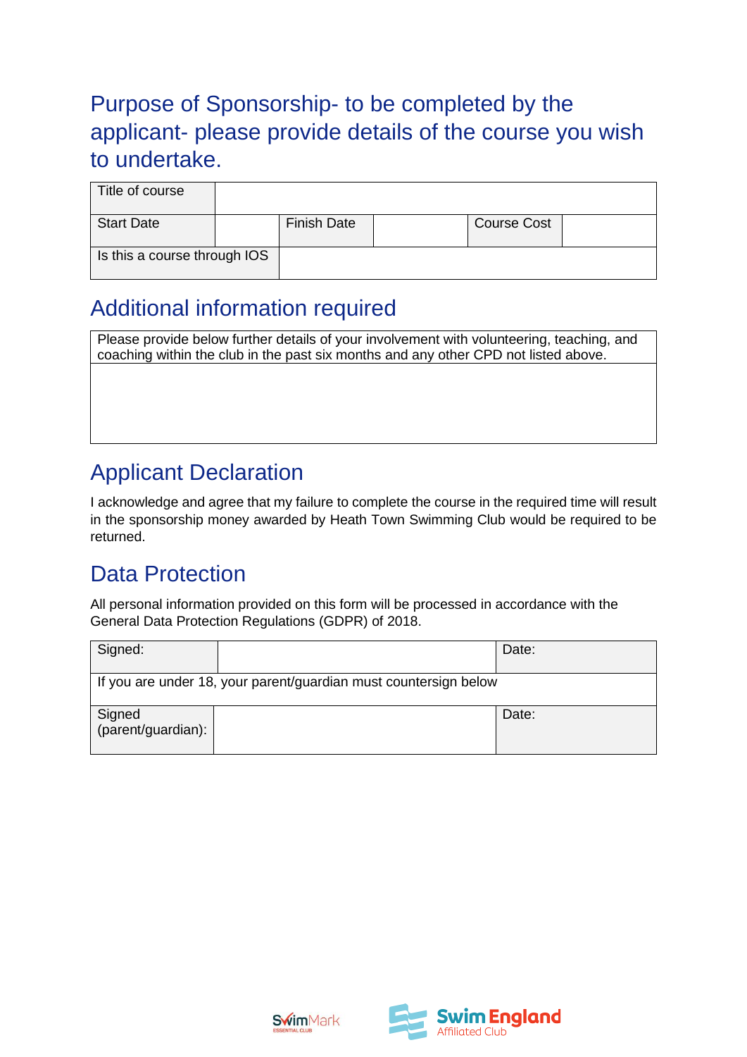## Purpose of Sponsorship- to be completed by the applicant- please provide details of the course you wish to undertake.

| | | | | | |
|---|---|---|---|---|---|
| Title of course | | | | | |
| Start Date | | Finish Date | | Course Cost | |
| Is this a course through IOS | | | | | |

## Additional information required

| |
|---|
| Please provide below further details of your involvement with volunteering, teaching, and coaching within the club in the past six months and any other CPD not listed above. |
| |

## Applicant Declaration

I acknowledge and agree that my failure to complete the course in the required time will result in the sponsorship money awarded by Heath Town Swimming Club would be required to be returned.

## Data Protection

All personal information provided on this form will be processed in accordance with the General Data Protection Regulations (GDPR) of 2018.

| | | |
|---|---|---|
| Signed: | | Date: |
| If you are under 18, your parent/guardian must countersign below | | |
| Signed (parent/guardian): | | Date: |

SwimMark ESSENTIAL CLUB

Swim England Affiliated Club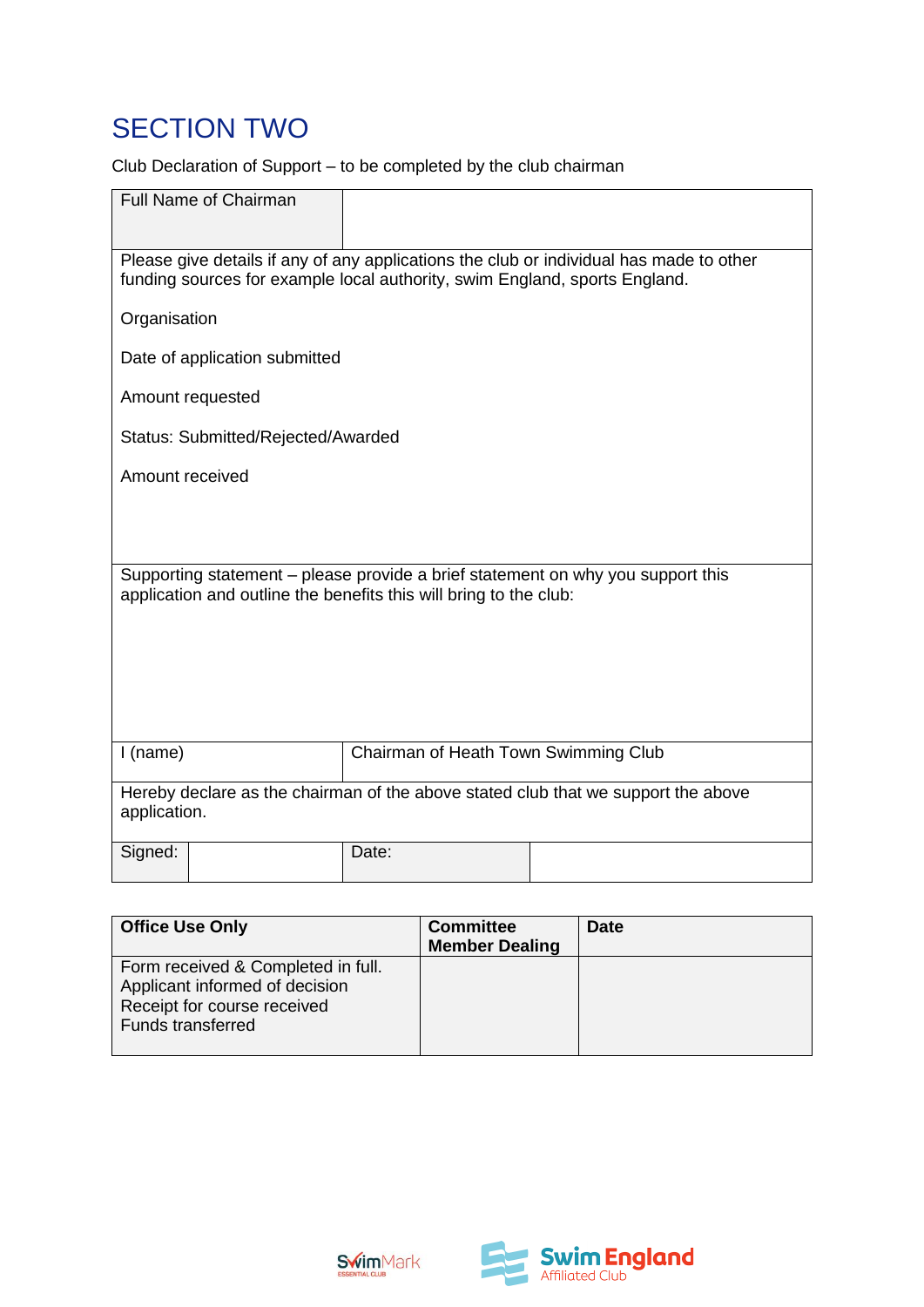# SECTION TWO

Club Declaration of Support – to be completed by the club chairman

| | | | |
|---|---|---|---|
| Full Name of Chairman | | | |
| Please give details if any of any applications the club or individual has made to other funding sources for example local authority, swim England, sports England.<br><br>Organisation<br><br>Date of application submitted<br><br>Amount requested<br><br>Status: Submitted/Rejected/Awarded<br><br>Amount received | | | |
| Supporting statement – please provide a brief statement on why you support this application and outline the benefits this will bring to the club: | | | |
| I (name) | Chairman of Heath Town Swimming Club | | |
| Hereby declare as the chairman of the above stated club that we support the above application. | | | |
| Signed: | | Date: | |

| Office Use Only | Committee Member Dealing | Date |
|---|---|---|
| Form received & Completed in full.<br>Applicant informed of decision<br>Receipt for course received<br>Funds transferred | | |

SwimMark ESSENTIAL CLUB

Swim England Affiliated Club